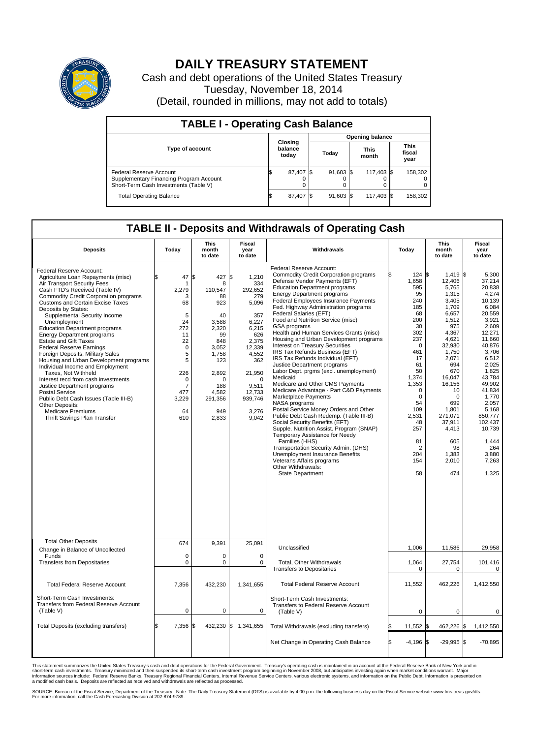# DAILY TREASURY STATEMENT

Cash and debt operations of the United States Treasury

Tuesday, November 18, 2014

(Detail, rounded in millions, may not add to totals)

## TABLE I - Operating Cash Balance

| Type of account | Closing balance today | Opening balance Today | Opening balance This month | Opening balance This fiscal year |
|---|---|---|---|---|
| Federal Reserve Account | $ 87,407 | $ 91,603 | $ 117,403 | $ 158,302 |
| Supplementary Financing Program Account | 0 | 0 | 0 | 0 |
| Short-Term Cash Investments (Table V) | 0 | 0 | 0 | 0 |
| Total Operating Balance | $ 87,407 | $ 91,603 | $ 117,403 | $ 158,302 |

## TABLE II - Deposits and Withdrawals of Operating Cash

| Deposits | Today | This month to date | Fiscal year to date | Withdrawals | Today | This month to date | Fiscal year to date |
|---|---|---|---|---|---|---|---|
| Federal Reserve Account: | | | | Federal Reserve Account: | | | |
| Agriculture Loan Repayments (misc) | $ 47 | $ 427 | $ 1,210 | Commodity Credit Corporation programs | $ 124 | $ 1,419 | $ 5,300 |
| Air Transport Security Fees | 1 | 8 | 334 | Defense Vendor Payments (EFT) | 1,658 | 12,406 | 37,214 |
| Cash FTD's Received (Table IV) | 2,279 | 110,547 | 292,652 | Education Department programs | 595 | 5,765 | 20,838 |
| Commodity Credit Corporation programs | 3 | 88 | 279 | Energy Department programs | 95 | 1,315 | 4,274 |
| Customs and Certain Excise Taxes | 68 | 923 | 5,096 | Federal Employees Insurance Payments | 240 | 3,405 | 10,139 |
| Deposits by States: | | | | Fed. Highway Administration programs | 185 | 1,709 | 6,084 |
| Supplemental Security Income | 5 | 40 | 357 | Federal Salaries (EFT) | 68 | 6,657 | 20,559 |
| Unemployment | 24 | 3,588 | 6,227 | Food and Nutrition Service (misc) | 200 | 1,512 | 3,921 |
| Education Department programs | 272 | 2,320 | 6,215 | GSA programs | 30 | 975 | 2,609 |
| Energy Department programs | 11 | 99 | 626 | Health and Human Services Grants (misc) | 302 | 4,367 | 12,271 |
| Estate and Gift Taxes | 22 | 848 | 2,375 | Housing and Urban Development programs | 237 | 4,621 | 11,660 |
| Federal Reserve Earnings | 0 | 3,052 | 12,339 | Interest on Treasury Securities | 0 | 32,930 | 40,876 |
| Foreign Deposits, Military Sales | 5 | 1,758 | 4,552 | IRS Tax Refunds Business (EFT) | 461 | 1,750 | 3,706 |
| Housing and Urban Development programs | 5 | 123 | 362 | IRS Tax Refunds Individual (EFT) | 17 | 2,071 | 6,512 |
| Individual Income and Employment | | | | Justice Department programs | 61 | 694 | 2,025 |
| Taxes, Not Withheld | 226 | 2,892 | 21,950 | Labor Dept. prgms (excl. unemployment) | 50 | 670 | 1,825 |
| Interest recd from cash investments | 0 | 0 | 0 | Medicaid | 1,374 | 16,047 | 43,784 |
| Justice Department programs | 7 | 188 | 9,511 | Medicare and Other CMS Payments | 1,353 | 16,156 | 49,902 |
| Postal Service | 477 | 4,582 | 12,733 | Medicare Advantage - Part C&D Payments | 0 | 10 | 41,834 |
| Public Debt Cash Issues (Table III-B) | 3,229 | 291,356 | 939,746 | Marketplace Payments | 0 | 0 | 1,770 |
| Other Deposits: | | | | NASA programs | 54 | 699 | 2,057 |
| Medicare Premiums | 64 | 949 | 3,276 | Postal Service Money Orders and Other | 109 | 1,801 | 5,168 |
| Thrift Savings Plan Transfer | 610 | 2,833 | 9,042 | Public Debt Cash Redemp. (Table III-B) | 2,531 | 271,071 | 850,777 |
| | | | | Social Security Benefits (EFT) | 48 | 37,911 | 102,437 |
| | | | | Supple. Nutrition Assist. Program (SNAP) | 257 | 4,413 | 10,739 |
| | | | | Temporary Assistance for Needy Families (HHS) | 81 | 605 | 1,444 |
| | | | | Transportation Security Admin. (DHS) | 2 | 98 | 264 |
| | | | | Unemployment Insurance Benefits | 204 | 1,383 | 3,880 |
| | | | | Veterans Affairs programs | 154 | 2,010 | 7,263 |
| | | | | Other Withdrawals: | | | |
| | | | | State Department | 58 | 474 | 1,325 |
| Total Other Deposits | 674 | 9,391 | 25,091 | Unclassified | 1,006 | 11,586 | 29,958 |
| Change in Balance of Uncollected Funds | 0 | 0 | 0 | | | | |
| Transfers from Depositaries | 0 | 0 | 0 | Total, Other Withdrawals | 1,064 | 27,754 | 101,416 |
| | | | | Transfers to Depositaries | 0 | 0 | 0 |
| Total Federal Reserve Account | 7,356 | 432,230 | 1,341,655 | Total Federal Reserve Account | 11,552 | 462,226 | 1,412,550 |
| Short-Term Cash Investments: Transfers from Federal Reserve Account (Table V) | 0 | 0 | 0 | Short-Term Cash Investments: Transfers to Federal Reserve Account (Table V) | 0 | 0 | 0 |
| Total Deposits (excluding transfers) | $ 7,356 | $ 432,230 | $ 1,341,655 | Total Withdrawals (excluding transfers) | $ 11,552 | $ 462,226 | $ 1,412,550 |
| | | | | Net Change in Operating Cash Balance | $ -4,196 | $ -29,995 | $ -70,895 |

This statement summarizes the United States Treasury's cash and debt operations for the Federal Government. Treasury's operating cash is maintained in an account at the Federal Reserve Bank of New York and in short-term cash investments. Treasury minimized and then suspended its short-term cash investment program beginning in November 2008, but anticipates investing again when market conditions warrant. Major information sources include: Federal Reserve Banks, Treasury Regional Financial Centers, Internal Revenue Service Centers, various electronic systems, and information on the Public Debt. Information is presented on a modified cash basis. Deposits are reflected as received and withdrawals are reflected as processed.

SOURCE: Bureau of the Fiscal Service, Department of the Treasury. Note: The Daily Treasury Statement (DTS) is available by 4:00 p.m. the following business day on the Fiscal Service website www.fms.treas.gov/dts. For more information, call the Cash Forecasting Division at 202-874-9789.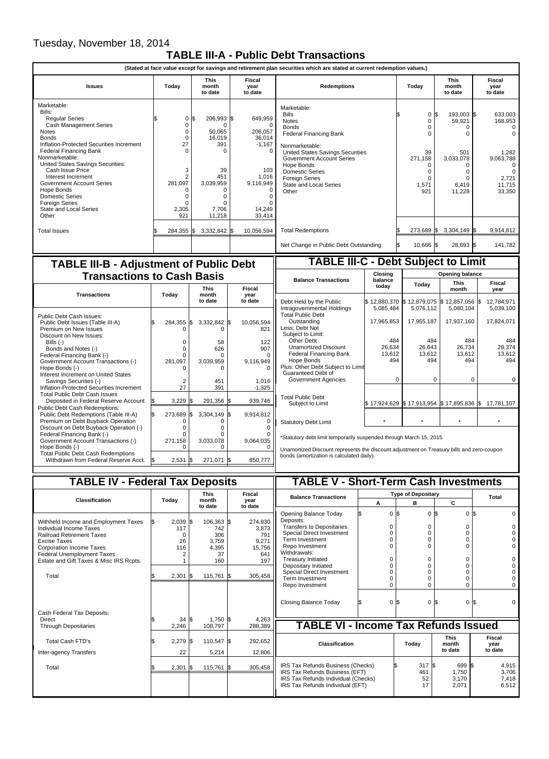Tuesday, November 18, 2014

# TABLE III-A - Public Debt Transactions

(Stated at face value except for savings and retirement plan securities which are stated at current redemption values.)

| Issues | Today | This month to date | Fiscal year to date |
|---|---|---|---|
| Marketable: | | | |
| Bills: | | | |
| Regular Series | $ 0 | $ 206,993 | $ 649,959 |
| Cash Management Series | 0 | 0 | 0 |
| Notes | 0 | 50,065 | 206,057 |
| Bonds | 0 | 16,019 | 36,014 |
| Inflation-Protected Securities Increment | 27 | 391 | -1,167 |
| Federal Financing Bank | 0 | 0 | 0 |
| Nonmarketable: | | | |
| United States Savings Securities: | | | |
| Cash Issue Price | 3 | 39 | 103 |
| Interest Increment | 2 | 451 | 1,016 |
| Government Account Series | 281,097 | 3,039,959 | 9,116,949 |
| Hope Bonds | 0 | 0 | 0 |
| Domestic Series | 0 | 0 | 0 |
| Foreign Series | 0 | 0 | 0 |
| State and Local Series | 2,305 | 7,706 | 14,249 |
| Other | 921 | 11,218 | 33,414 |
| Total Issues | $ 284,355 | $ 3,332,842 | $ 10,056,594 |

| Redemptions | Today | This month to date | Fiscal year to date |
|---|---|---|---|
| Marketable: | | | |
| Bills | $ 0 | $ 193,003 | $ 633,003 |
| Notes | 0 | 59,921 | 168,953 |
| Bonds | 0 | 0 | 0 |
| Federal Financing Bank | 0 | 0 | 0 |
| Nonmarketable: | | | |
| United States Savings Securities | 39 | 501 | 1,282 |
| Government Account Series | 271,158 | 3,033,078 | 9,063,788 |
| Hope Bonds | 0 | 0 | 0 |
| Domestic Series | 0 | 0 | 0 |
| Foreign Series | 0 | 0 | 2,721 |
| State and Local Series | 1,571 | 6,419 | 11,715 |
| Other | 921 | 11,228 | 33,350 |
| Total Redemptions | $ 273,689 | $ 3,304,149 | $ 9,914,812 |
| Net Change in Public Debt Outstanding | $ 10,666 | $ 28,693 | $ 141,782 |

# TABLE III-B - Adjustment of Public Debt Transactions to Cash Basis

| Transactions | Today | This month to date | Fiscal year to date |
|---|---|---|---|
| Public Debt Cash Issues: | | | |
| Public Debt Issues (Table III-A) | $ 284,355 | $ 3,332,842 | $ 10,056,594 |
| Premium on New Issues | 0 | 0 | 821 |
| Discount on New Issues: | | | |
| Bills (-) | 0 | 58 | 122 |
| Bonds and Notes (-) | 0 | 626 | 907 |
| Federal Financing Bank (-) | 0 | 0 | 0 |
| Government Account Transactions (-) | 281,097 | 3,039,959 | 9,116,949 |
| Hope Bonds (-) | 0 | 0 | 0 |
| Interest Increment on United States Savings Securities (-) | 2 | 451 | 1,016 |
| Inflation-Protected Securities Increment | 27 | 391 | -1,325 |
| Total Public Debt Cash Issues Deposited in Federal Reserve Account | $ 3,229 | $ 291,356 | $ 939,746 |
| Public Debt Cash Redemptions: | | | |
| Public Debt Redemptions (Table III-A) | $ 273,689 | $ 3,304,149 | $ 9,914,812 |
| Premium on Debt Buyback Operation | 0 | 0 | 0 |
| Discount on Debt Buyback Operation (-) | 0 | 0 | 0 |
| Federal Financing Bank (-) | 0 | 0 | 0 |
| Government Account Transactions (-) | 271,158 | 3,033,078 | 9,064,035 |
| Hope Bonds (-) | 0 | 0 | 0 |
| Total Public Debt Cash Redemptions Withdrawn from Federal Reserve Acct. | $ 2,531 | $ 271,071 | $ 850,777 |

# TABLE III-C - Debt Subject to Limit

| Balance Transactions | Closing balance today | Opening balance Today | Opening balance This month | Opening balance Fiscal year |
|---|---|---|---|---|
| Debt Held by the Public | $ 12,880,370 | $ 12,879,075 | $ 12,857,056 | $ 12,784,971 |
| Intragovernmental Holdings | 5,085,484 | 5,076,112 | 5,080,104 | 5,039,100 |
| Total Public Debt Outstanding | 17,965,853 | 17,955,187 | 17,937,160 | 17,824,071 |
| Less: Debt Not Subject to Limit: | | | | |
| Other Debt | 484 | 484 | 484 | 484 |
| Unamortized Discount | 26,634 | 26,643 | 26,734 | 28,374 |
| Federal Financing Bank | 13,612 | 13,612 | 13,612 | 13,612 |
| Hope Bonds | 494 | 494 | 494 | 494 |
| Plus: Other Debt Subject to Limit | | | | |
| Guaranteed Debt of Government Agencies | 0 | 0 | 0 | 0 |
| Total Public Debt Subject to Limit | $ 17,924,629 | $ 17,913,954 | $ 17,895,836 | $ 17,781,107 |
| Statutory Debt Limit | * | * | * | * |

*Statutory debt limit temporarily suspended through March 15, 2015.

Unamortized Discount represents the discount adjustment on Treasury bills and zero-coupon bonds (amortization is calculated daily).

# TABLE IV - Federal Tax Deposits

| Classification | Today | This month to date | Fiscal year to date |
|---|---|---|---|
| Withheld Income and Employment Taxes | $ 2,039 | $ 106,363 | $ 274,930 |
| Individual Income Taxes | 117 | 742 | 3,873 |
| Railroad Retirement Taxes | 0 | 306 | 791 |
| Excise Taxes | 26 | 3,759 | 9,271 |
| Corporation Income Taxes | 116 | 4,395 | 15,756 |
| Federal Unemployment Taxes | 2 | 37 | 641 |
| Estate and Gift Taxes & Misc IRS Rcpts. | 1 | 160 | 197 |
| Total | $ 2,301 | $ 115,761 | $ 305,458 |
| Cash Federal Tax Deposits: | | | |
| Direct | $ 34 | $ 1,750 | $ 4,263 |
| Through Depositaries | 2,246 | 108,797 | 288,389 |
| Total Cash FTD's | $ 2,279 | $ 110,547 | $ 292,652 |
| Inter-agency Transfers | 22 | 5,214 | 12,806 |
| Total | $ 2,301 | $ 115,761 | $ 305,458 |

# TABLE V - Short-Term Cash Investments

| Balance Transactions | Type of Depositary A | Type of Depositary B | Type of Depositary C | Total |
|---|---|---|---|---|
| Opening Balance Today | $ 0 | $ 0 | $ 0 | $ 0 |
| Deposits: | | | | |
| Transfers to Depositaries | 0 | 0 | 0 | 0 |
| Special Direct Investment | 0 | 0 | 0 | 0 |
| Term Investment | 0 | 0 | 0 | 0 |
| Repo Investment | 0 | 0 | 0 | 0 |
| Withdrawals: | | | | |
| Treasury Initiated | 0 | 0 | 0 | 0 |
| Depositary Initiated | 0 | 0 | 0 | 0 |
| Special Direct Investment | 0 | 0 | 0 | 0 |
| Term Investment | 0 | 0 | 0 | 0 |
| Repo Investment | 0 | 0 | 0 | 0 |
| Closing Balance Today | $ 0 | $ 0 | $ 0 | $ 0 |

# TABLE VI - Income Tax Refunds Issued

| Classification | Today | This month to date | Fiscal year to date |
|---|---|---|---|
| IRS Tax Refunds Business (Checks) | $ 317 | $ 699 | $ 4,915 |
| IRS Tax Refunds Business (EFT) | 461 | 1,750 | 3,706 |
| IRS Tax Refunds Individual (Checks) | 52 | 3,170 | 7,418 |
| IRS Tax Refunds Individual (EFT) | 17 | 2,071 | 6,512 |